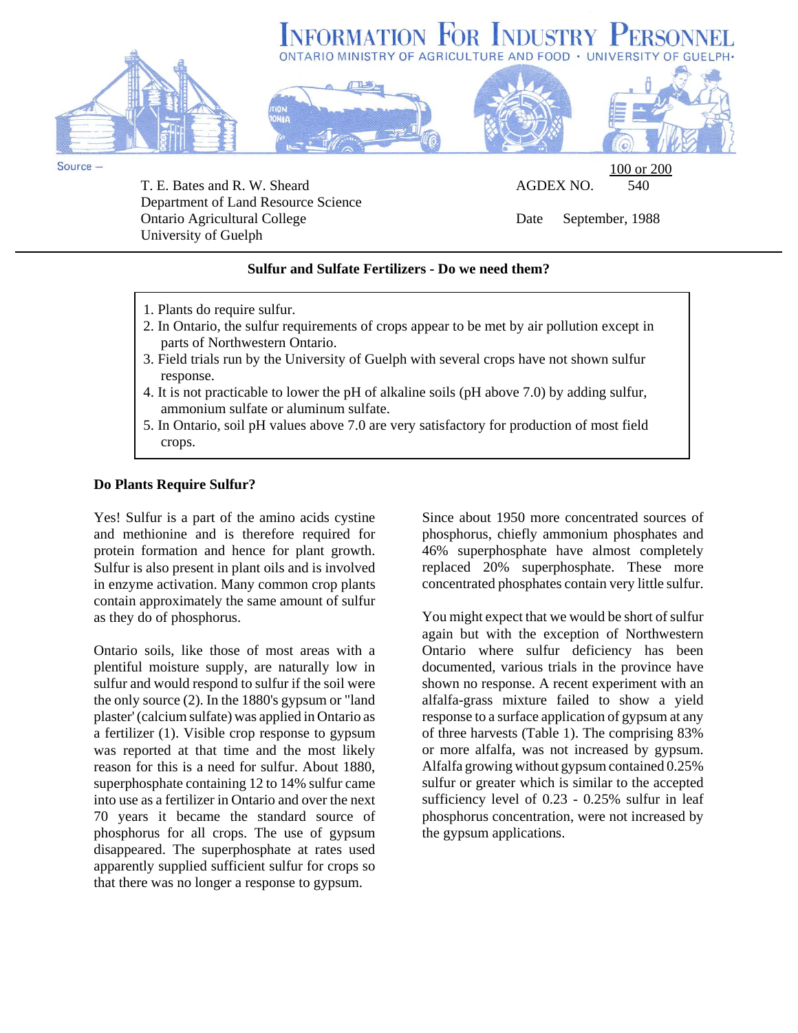# Information For Industry Personnel

ONTARIO MINISTRY OF AGRICULTURE AND FOOD • UNIVERSITY OF GUELPH•

Source –

T. E. Bates and R. W. Sheard
Department of Land Resource Science
Ontario Agricultural College
University of Guelph

AGDEX NO. 100 or 200 / 540

Date September, 1988

## Sulfur and Sulfate Fertilizers - Do we need them?

1. Plants do require sulfur.
2. In Ontario, the sulfur requirements of crops appear to be met by air pollution except in parts of Northwestern Ontario.
3. Field trials run by the University of Guelph with several crops have not shown sulfur response.
4. It is not practicable to lower the pH of alkaline soils (pH above 7.0) by adding sulfur, ammonium sulfate or aluminum sulfate.
5. In Ontario, soil pH values above 7.0 are very satisfactory for production of most field crops.

### Do Plants Require Sulfur?

Yes! Sulfur is a part of the amino acids cystine and methionine and is therefore required for protein formation and hence for plant growth. Sulfur is also present in plant oils and is involved in enzyme activation. Many common crop plants contain approximately the same amount of sulfur as they do of phosphorus.

Ontario soils, like those of most areas with a plentiful moisture supply, are naturally low in sulfur and would respond to sulfur if the soil were the only source (2). In the 1880's gypsum or "land plaster' (calcium sulfate) was applied in Ontario as a fertilizer (1). Visible crop response to gypsum was reported at that time and the most likely reason for this is a need for sulfur. About 1880, superphosphate containing 12 to 14% sulfur came into use as a fertilizer in Ontario and over the next 70 years it became the standard source of phosphorus for all crops. The use of gypsum disappeared. The superphosphate at rates used apparently supplied sufficient sulfur for crops so that there was no longer a response to gypsum.

Since about 1950 more concentrated sources of phosphorus, chiefly ammonium phosphates and 46% superphosphate have almost completely replaced 20% superphosphate. These more concentrated phosphates contain very little sulfur.

You might expect that we would be short of sulfur again but with the exception of Northwestern Ontario where sulfur deficiency has been documented, various trials in the province have shown no response. A recent experiment with an alfalfa-grass mixture failed to show a yield response to a surface application of gypsum at any of three harvests (Table 1). The comprising 83% or more alfalfa, was not increased by gypsum. Alfalfa growing without gypsum contained 0.25% sulfur or greater which is similar to the accepted sufficiency level of 0.23 - 0.25% sulfur in leaf phosphorus concentration, were not increased by the gypsum applications.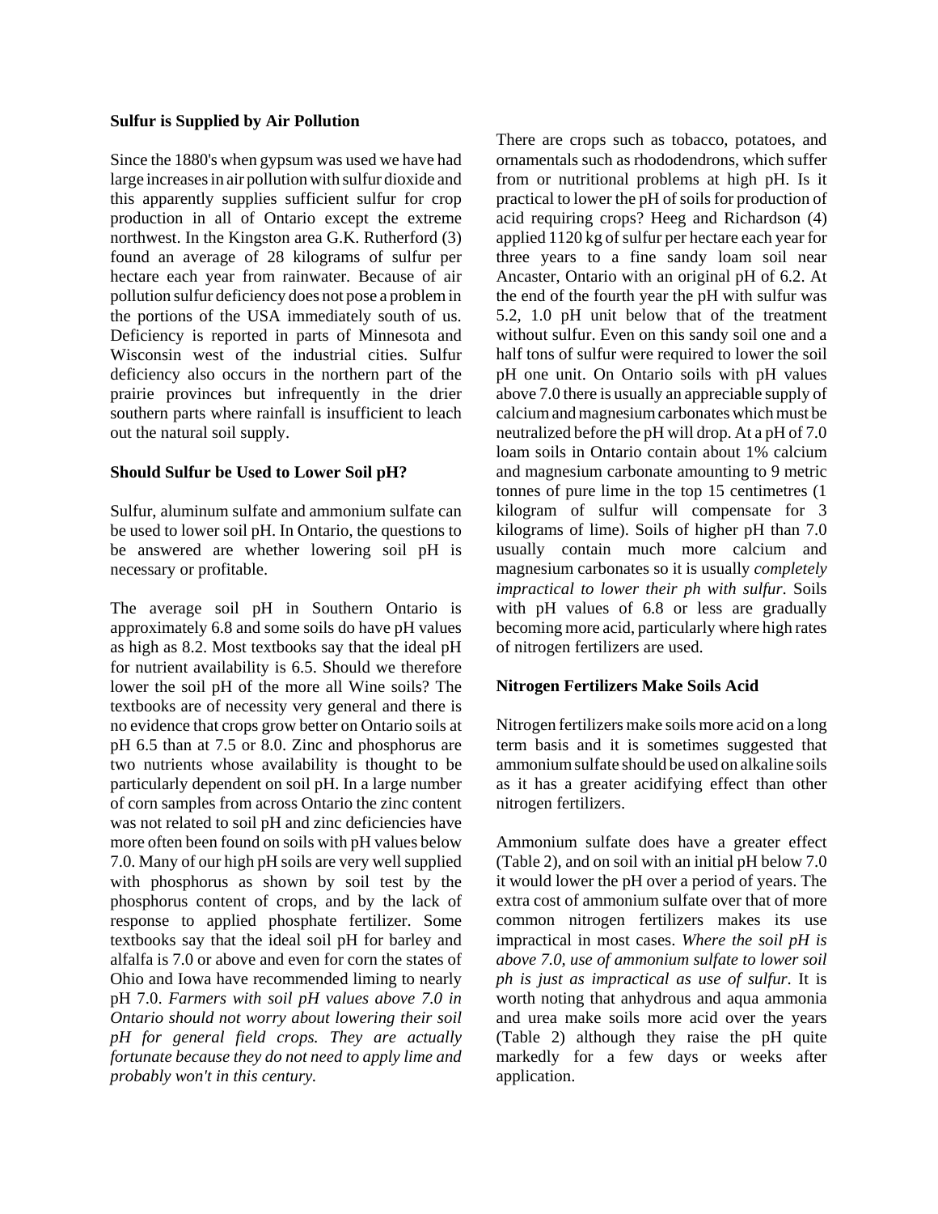### Sulfur is Supplied by Air Pollution

Since the 1880's when gypsum was used we have had large increases in air pollution with sulfur dioxide and this apparently supplies sufficient sulfur for crop production in all of Ontario except the extreme northwest. In the Kingston area G.K. Rutherford (3) found an average of 28 kilograms of sulfur per hectare each year from rainwater. Because of air pollution sulfur deficiency does not pose a problem in the portions of the USA immediately south of us. Deficiency is reported in parts of Minnesota and Wisconsin west of the industrial cities. Sulfur deficiency also occurs in the northern part of the prairie provinces but infrequently in the drier southern parts where rainfall is insufficient to leach out the natural soil supply.

### Should Sulfur be Used to Lower Soil pH?

Sulfur, aluminum sulfate and ammonium sulfate can be used to lower soil pH. In Ontario, the questions to be answered are whether lowering soil pH is necessary or profitable.

The average soil pH in Southern Ontario is approximately 6.8 and some soils do have pH values as high as 8.2. Most textbooks say that the ideal pH for nutrient availability is 6.5. Should we therefore lower the soil pH of the more all Wine soils? The textbooks are of necessity very general and there is no evidence that crops grow better on Ontario soils at pH 6.5 than at 7.5 or 8.0. Zinc and phosphorus are two nutrients whose availability is thought to be particularly dependent on soil pH. In a large number of corn samples from across Ontario the zinc content was not related to soil pH and zinc deficiencies have more often been found on soils with pH values below 7.0. Many of our high pH soils are very well supplied with phosphorus as shown by soil test by the phosphorus content of crops, and by the lack of response to applied phosphate fertilizer. Some textbooks say that the ideal soil pH for barley and alfalfa is 7.0 or above and even for corn the states of Ohio and Iowa have recommended liming to nearly pH 7.0. *Farmers with soil pH values above 7.0 in Ontario should not worry about lowering their soil pH for general field crops. They are actually fortunate because they do not need to apply lime and probably won't in this century.*

There are crops such as tobacco, potatoes, and ornamentals such as rhododendrons, which suffer from or nutritional problems at high pH. Is it practical to lower the pH of soils for production of acid requiring crops? Heeg and Richardson (4) applied 1120 kg of sulfur per hectare each year for three years to a fine sandy loam soil near Ancaster, Ontario with an original pH of 6.2. At the end of the fourth year the pH with sulfur was 5.2, 1.0 pH unit below that of the treatment without sulfur. Even on this sandy soil one and a half tons of sulfur were required to lower the soil pH one unit. On Ontario soils with pH values above 7.0 there is usually an appreciable supply of calcium and magnesium carbonates which must be neutralized before the pH will drop. At a pH of 7.0 loam soils in Ontario contain about 1% calcium and magnesium carbonate amounting to 9 metric tonnes of pure lime in the top 15 centimetres (1 kilogram of sulfur will compensate for 3 kilograms of lime). Soils of higher pH than 7.0 usually contain much more calcium and magnesium carbonates so it is usually *completely impractical to lower their ph with sulfur*. Soils with pH values of 6.8 or less are gradually becoming more acid, particularly where high rates of nitrogen fertilizers are used.

### Nitrogen Fertilizers Make Soils Acid

Nitrogen fertilizers make soils more acid on a long term basis and it is sometimes suggested that ammonium sulfate should be used on alkaline soils as it has a greater acidifying effect than other nitrogen fertilizers.

Ammonium sulfate does have a greater effect (Table 2), and on soil with an initial pH below 7.0 it would lower the pH over a period of years. The extra cost of ammonium sulfate over that of more common nitrogen fertilizers makes its use impractical in most cases. *Where the soil pH is above 7.0, use of ammonium sulfate to lower soil ph is just as impractical as use of sulfur*. It is worth noting that anhydrous and aqua ammonia and urea make soils more acid over the years (Table 2) although they raise the pH quite markedly for a few days or weeks after application.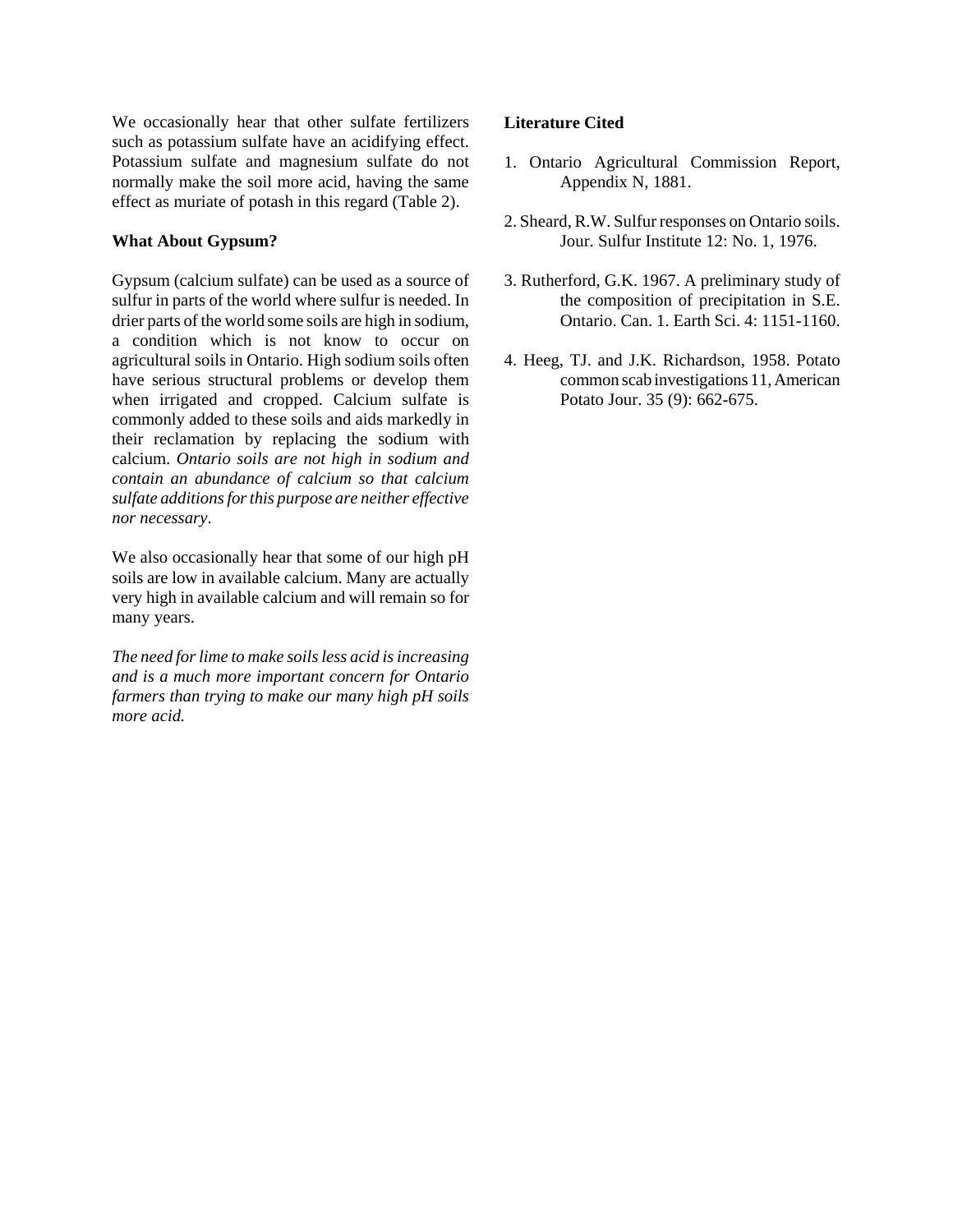We occasionally hear that other sulfate fertilizers such as potassium sulfate have an acidifying effect. Potassium sulfate and magnesium sulfate do not normally make the soil more acid, having the same effect as muriate of potash in this regard (Table 2).

**What About Gypsum?**

Gypsum (calcium sulfate) can be used as a source of sulfur in parts of the world where sulfur is needed. In drier parts of the world some soils are high in sodium, a condition which is not know to occur on agricultural soils in Ontario. High sodium soils often have serious structural problems or develop them when irrigated and cropped. Calcium sulfate is commonly added to these soils and aids markedly in their reclamation by replacing the sodium with calcium. *Ontario soils are not high in sodium and contain an abundance of calcium so that calcium sulfate additions for this purpose are neither effective nor necessary*.

We also occasionally hear that some of our high pH soils are low in available calcium. Many are actually very high in available calcium and will remain so for many years.

*The need for lime to make soils less acid is increasing and is a much more important concern for Ontario farmers than trying to make our many high pH soils more acid.*

**Literature Cited**

1. Ontario Agricultural Commission Report, Appendix N, 1881.
2. Sheard, R.W. Sulfur responses on Ontario soils. Jour. Sulfur Institute 12: No. 1, 1976.
3. Rutherford, G.K. 1967. A preliminary study of the composition of precipitation in S.E. Ontario. Can. 1. Earth Sci. 4: 1151-1160.
4. Heeg, TJ. and J.K. Richardson, 1958. Potato common scab investigations 11, American Potato Jour. 35 (9): 662-675.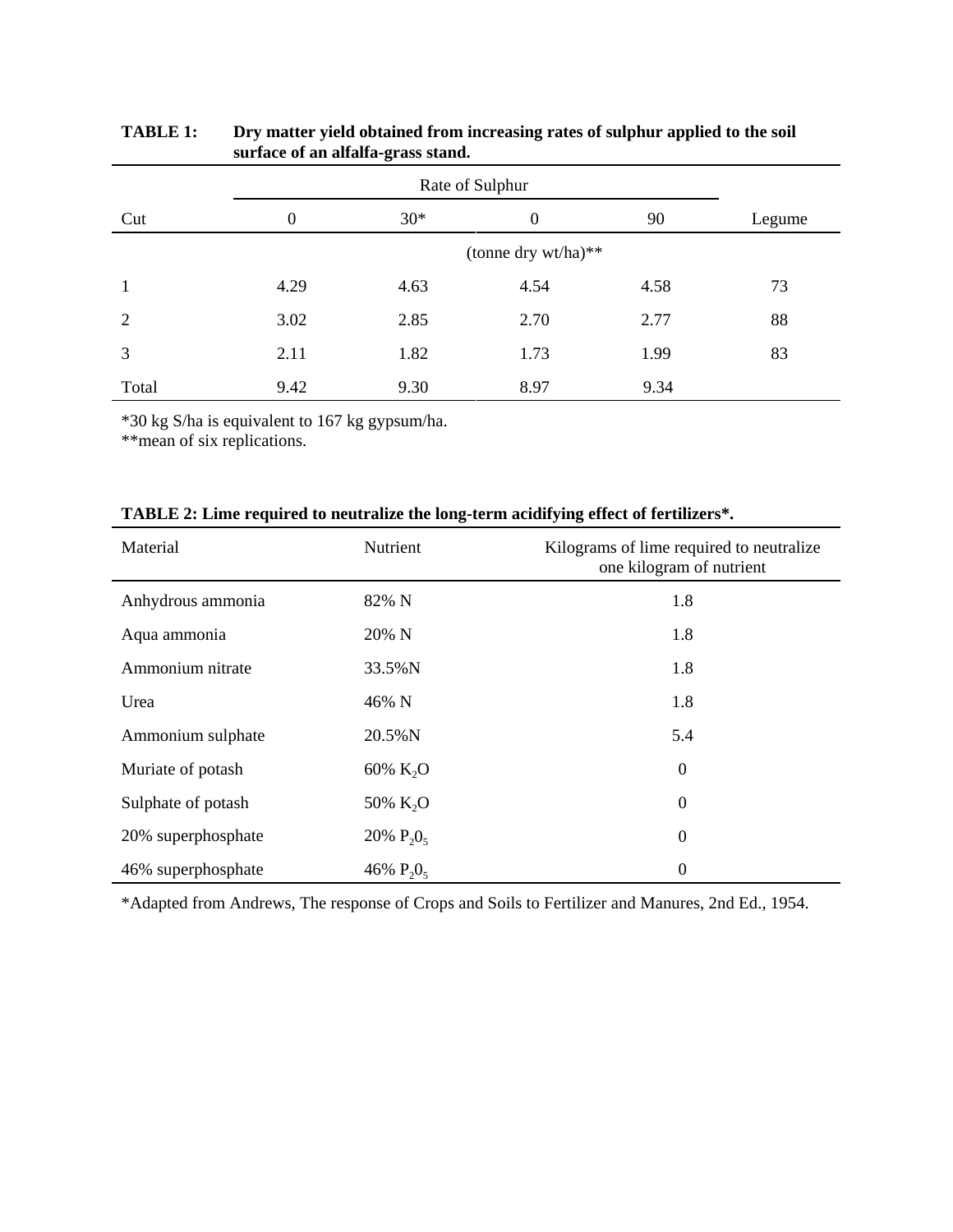**TABLE 1: Dry matter yield obtained from increasing rates of sulphur applied to the soil surface of an alfalfa-grass stand.**

| | Rate of Sulphur | | | | |
|---|---|---|---|---|---|
| Cut | 0 | 30* | 0 | 90 | Legume |
| | | | (tonne dry wt/ha)** | | |
| 1 | 4.29 | 4.63 | 4.54 | 4.58 | 73 |
| 2 | 3.02 | 2.85 | 2.70 | 2.77 | 88 |
| 3 | 2.11 | 1.82 | 1.73 | 1.99 | 83 |
| Total | 9.42 | 9.30 | 8.97 | 9.34 | |

*30 kg S/ha is equivalent to 167 kg gypsum/ha.
**mean of six replications.

**TABLE 2: Lime required to neutralize the long-term acidifying effect of fertilizers*.**

| Material | Nutrient | Kilograms of lime required to neutralize one kilogram of nutrient |
|---|---|---|
| Anhydrous ammonia | 82% N | 1.8 |
| Aqua ammonia | 20% N | 1.8 |
| Ammonium nitrate | 33.5%N | 1.8 |
| Urea | 46% N | 1.8 |
| Ammonium sulphate | 20.5%N | 5.4 |
| Muriate of potash | 60% $K_2O$ | 0 |
| Sulphate of potash | 50% $K_2O$ | 0 |
| 20% superphosphate | 20% $P_20_5$ | 0 |
| 46% superphosphate | 46% $P_20_5$ | 0 |

*Adapted from Andrews, The response of Crops and Soils to Fertilizer and Manures, 2nd Ed., 1954.